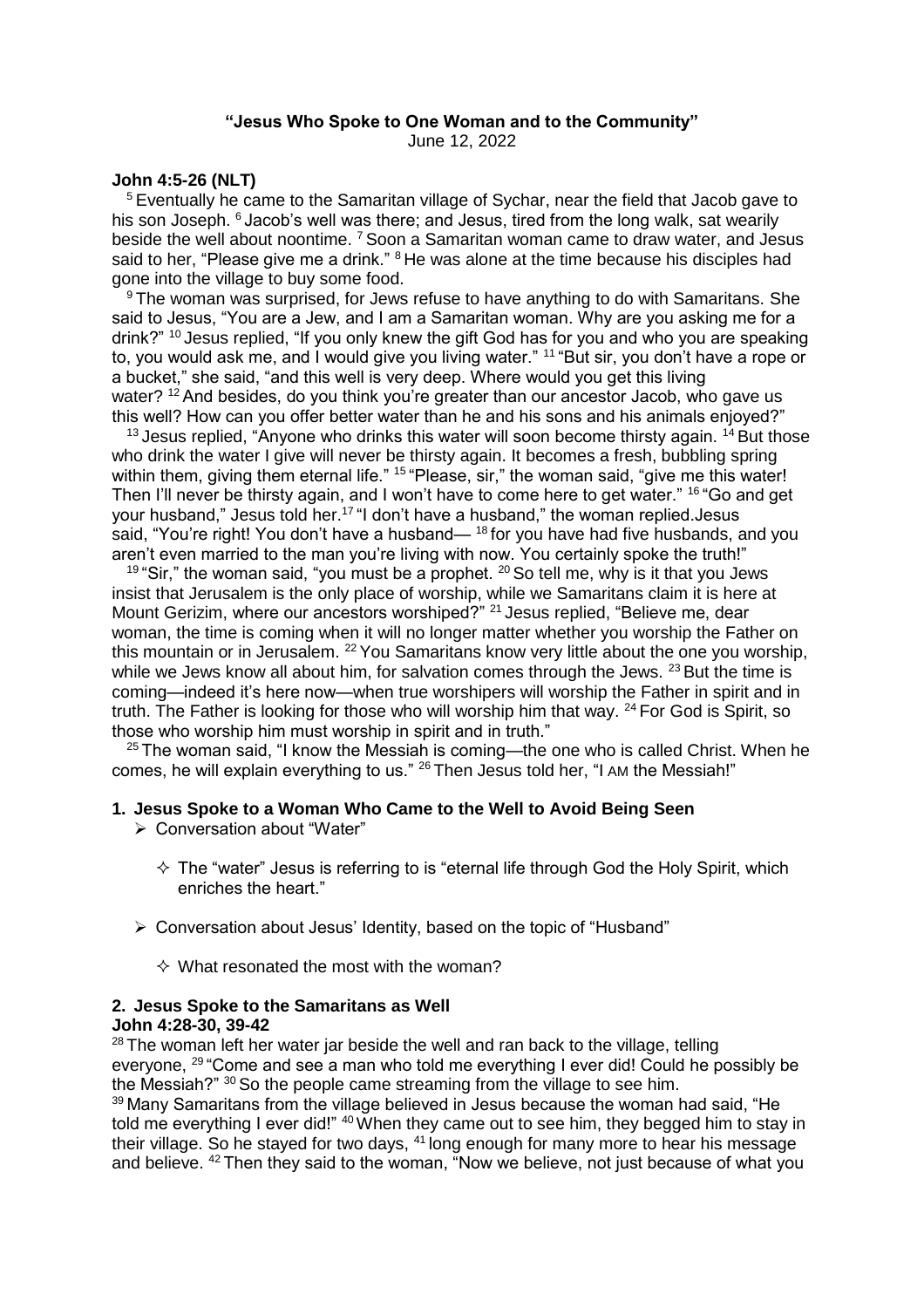**"Jesus Who Spoke to One Woman and to the Community"**
June 12, 2022

**John 4:5-26 (NLT)**

[5] Eventually he came to the Samaritan village of Sychar, near the field that Jacob gave to his son Joseph. [6] Jacob's well was there; and Jesus, tired from the long walk, sat wearily beside the well about noontime. [7] Soon a Samaritan woman came to draw water, and Jesus said to her, "Please give me a drink." [8] He was alone at the time because his disciples had gone into the village to buy some food.

[9] The woman was surprised, for Jews refuse to have anything to do with Samaritans. She said to Jesus, "You are a Jew, and I am a Samaritan woman. Why are you asking me for a drink?" [10] Jesus replied, "If you only knew the gift God has for you and who you are speaking to, you would ask me, and I would give you living water." [11] "But sir, you don't have a rope or a bucket," she said, "and this well is very deep. Where would you get this living water? [12] And besides, do you think you're greater than our ancestor Jacob, who gave us this well? How can you offer better water than he and his sons and his animals enjoyed?"

[13] Jesus replied, "Anyone who drinks this water will soon become thirsty again. [14] But those who drink the water I give will never be thirsty again. It becomes a fresh, bubbling spring within them, giving them eternal life." [15] "Please, sir," the woman said, "give me this water! Then I'll never be thirsty again, and I won't have to come here to get water." [16] "Go and get your husband," Jesus told her.[17] "I don't have a husband," the woman replied.Jesus said, "You're right! You don't have a husband— [18] for you have had five husbands, and you aren't even married to the man you're living with now. You certainly spoke the truth!"

[19] "Sir," the woman said, "you must be a prophet. [20] So tell me, why is it that you Jews insist that Jerusalem is the only place of worship, while we Samaritans claim it is here at Mount Gerizim, where our ancestors worshiped?" [21] Jesus replied, "Believe me, dear woman, the time is coming when it will no longer matter whether you worship the Father on this mountain or in Jerusalem. [22] You Samaritans know very little about the one you worship, while we Jews know all about him, for salvation comes through the Jews. [23] But the time is coming—indeed it's here now—when true worshipers will worship the Father in spirit and in truth. The Father is looking for those who will worship him that way. [24] For God is Spirit, so those who worship him must worship in spirit and in truth."

[25] The woman said, "I know the Messiah is coming—the one who is called Christ. When he comes, he will explain everything to us." [26] Then Jesus told her, "I AM the Messiah!"

**1. Jesus Spoke to a Woman Who Came to the Well to Avoid Being Seen**

- Conversation about "Water"
  - The "water" Jesus is referring to is "eternal life through God the Holy Spirit, which enriches the heart."
- Conversation about Jesus' Identity, based on the topic of "Husband"
  - What resonated the most with the woman?

**2. Jesus Spoke to the Samaritans as Well**
**John 4:28-30, 39-42**

[28] The woman left her water jar beside the well and ran back to the village, telling everyone, [29] "Come and see a man who told me everything I ever did! Could he possibly be the Messiah?" [30] So the people came streaming from the village to see him.
[39] Many Samaritans from the village believed in Jesus because the woman had said, "He told me everything I ever did!" [40] When they came out to see him, they begged him to stay in their village. So he stayed for two days, [41] long enough for many more to hear his message and believe. [42] Then they said to the woman, "Now we believe, not just because of what you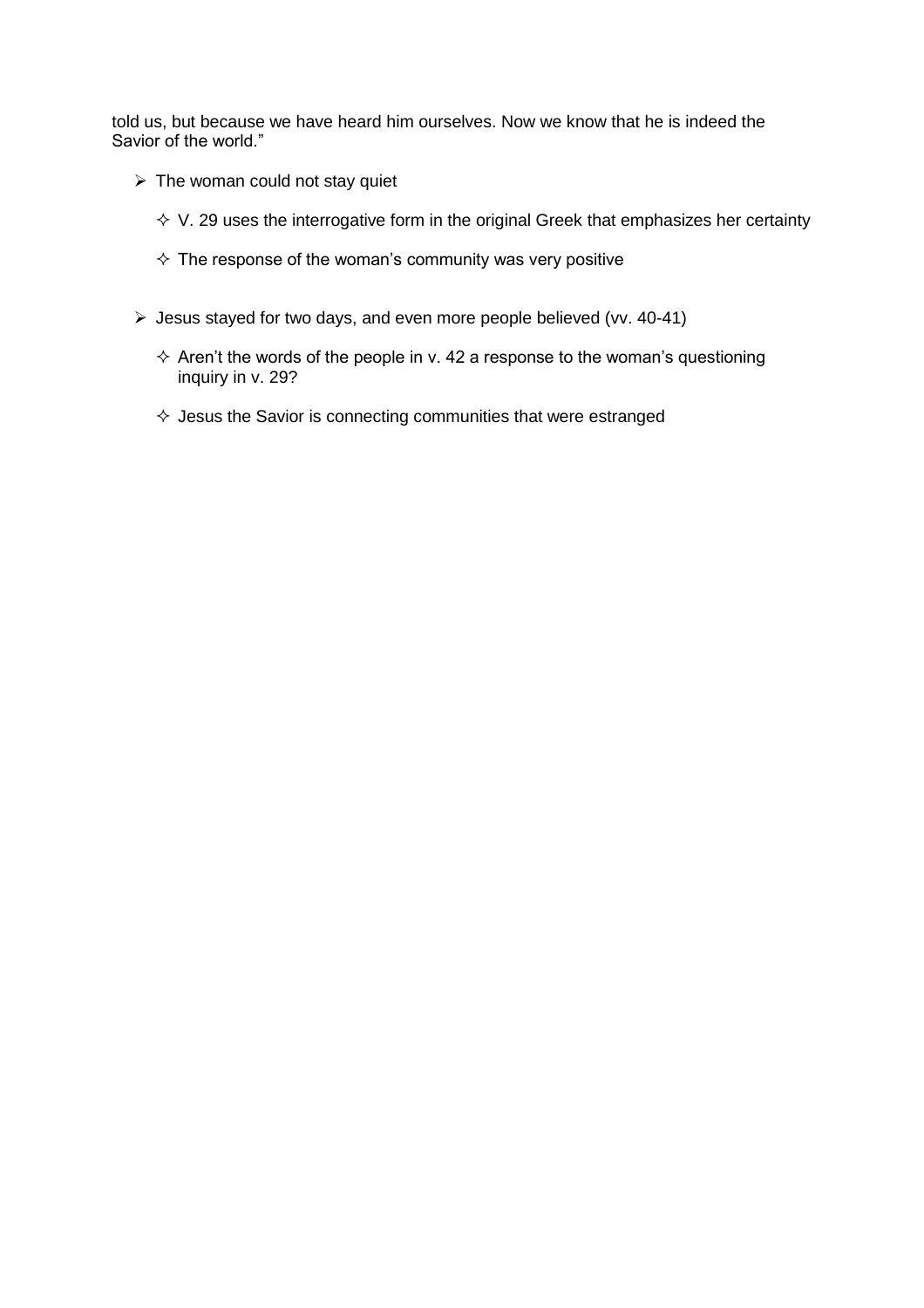told us, but because we have heard him ourselves. Now we know that he is indeed the Savior of the world."

- The woman could not stay quiet
  - V. 29 uses the interrogative form in the original Greek that emphasizes her certainty
  - The response of the woman's community was very positive

- Jesus stayed for two days, and even more people believed (vv. 40-41)
  - Aren't the words of the people in v. 42 a response to the woman's questioning inquiry in v. 29?
  - Jesus the Savior is connecting communities that were estranged